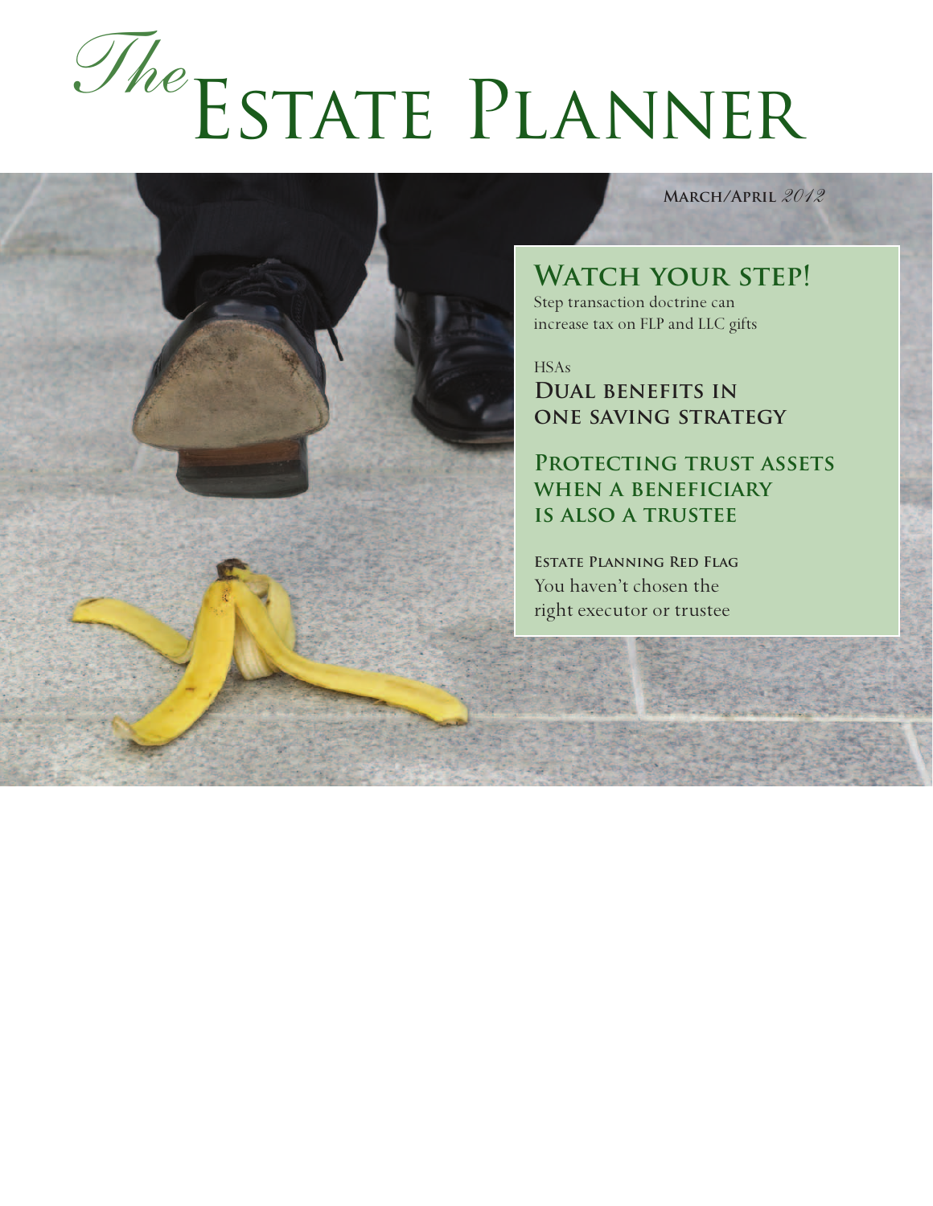# *The* Estate Planner

**March/April** *2012*

## Watch your step!

Step transaction doctrine can increase tax on FLP and LLC gifts

HSAs

## Dual benefits in one saving strategy

## Protecting trust assets when a beneficiary is also a trustee

**Estate Planning Red Flag**

You haven't chosen the right executor or trustee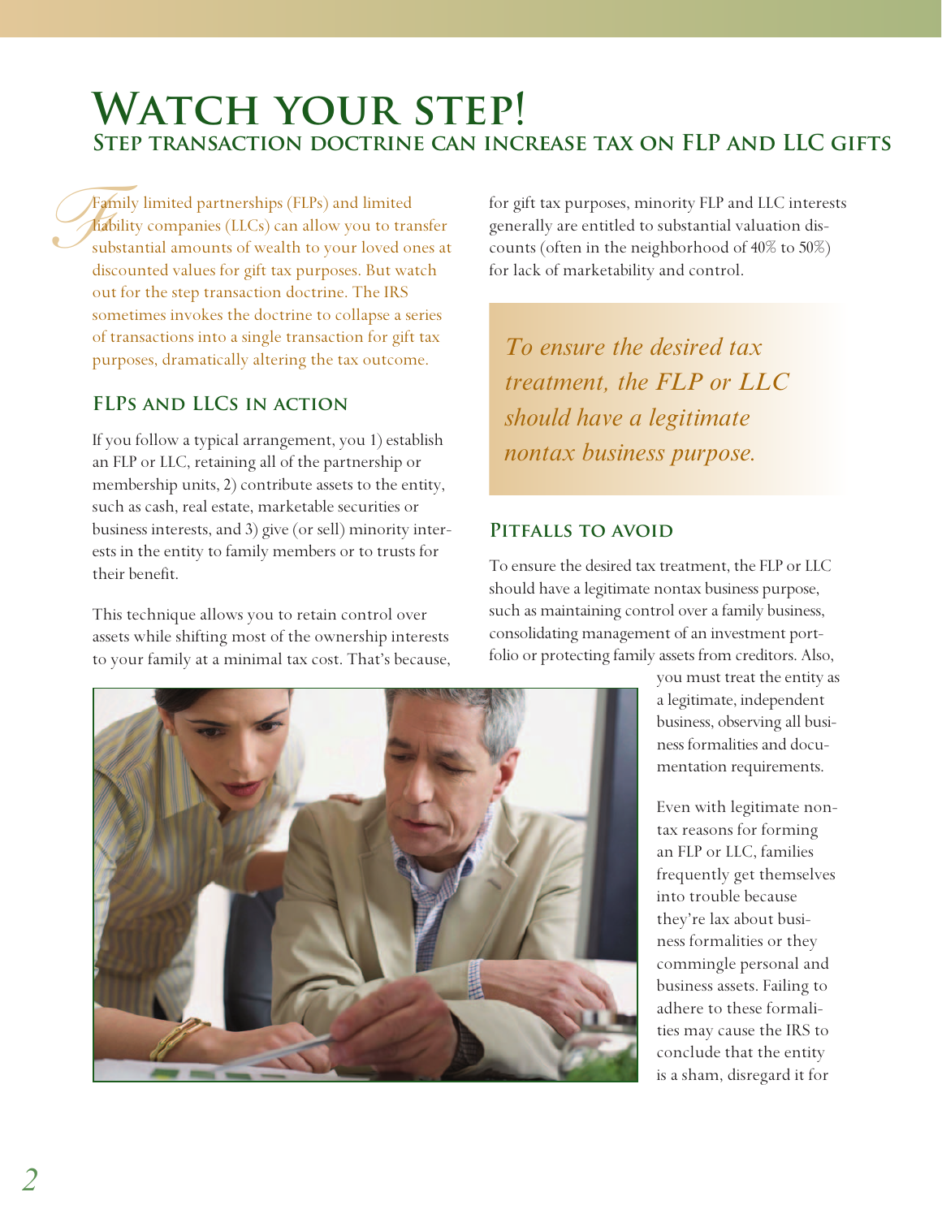# Watch your step!

## Step transaction doctrine can increase tax on FLP and LLC gifts

Family limited partnerships (FLPs) and limited liability companies (LLCs) can allow you to transfer substantial amounts of wealth to your loved ones at discounted values for gift tax purposes. But watch out for the step transaction doctrine. The IRS sometimes invokes the doctrine to collapse a series of transactions into a single transaction for gift tax purposes, dramatically altering the tax outcome.

### FLPs and LLCs in action

If you follow a typical arrangement, you 1) establish an FLP or LLC, retaining all of the partnership or membership units, 2) contribute assets to the entity, such as cash, real estate, marketable securities or business interests, and 3) give (or sell) minority interests in the entity to family members or to trusts for their benefit.

This technique allows you to retain control over assets while shifting most of the ownership interests to your family at a minimal tax cost. That's because, for gift tax purposes, minority FLP and LLC interests generally are entitled to substantial valuation discounts (often in the neighborhood of 40% to 50%) for lack of marketability and control.

*To ensure the desired tax treatment, the FLP or LLC should have a legitimate nontax business purpose.*

### Pitfalls to avoid

To ensure the desired tax treatment, the FLP or LLC should have a legitimate nontax business purpose, such as maintaining control over a family business, consolidating management of an investment portfolio or protecting family assets from creditors. Also, you must treat the entity as a legitimate, independent business, observing all business formalities and documentation requirements.

Even with legitimate nontax reasons for forming an FLP or LLC, families frequently get themselves into trouble because they're lax about business formalities or they commingle personal and business assets. Failing to adhere to these formalities may cause the IRS to conclude that the entity is a sham, disregard it for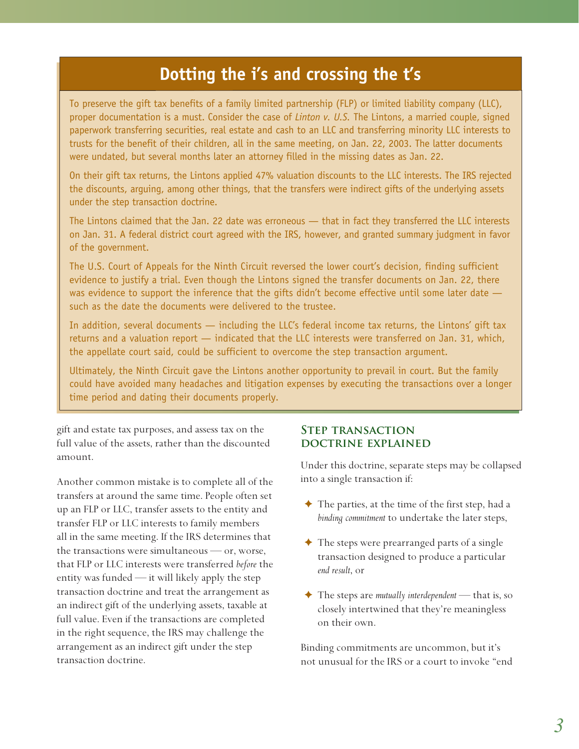## Dotting the i's and crossing the t's

To preserve the gift tax benefits of a family limited partnership (FLP) or limited liability company (LLC), proper documentation is a must. Consider the case of *Linton v. U.S.* The Lintons, a married couple, signed paperwork transferring securities, real estate and cash to an LLC and transferring minority LLC interests to trusts for the benefit of their children, all in the same meeting, on Jan. 22, 2003. The latter documents were undated, but several months later an attorney filled in the missing dates as Jan. 22.

On their gift tax returns, the Lintons applied 47% valuation discounts to the LLC interests. The IRS rejected the discounts, arguing, among other things, that the transfers were indirect gifts of the underlying assets under the step transaction doctrine.

The Lintons claimed that the Jan. 22 date was erroneous — that in fact they transferred the LLC interests on Jan. 31. A federal district court agreed with the IRS, however, and granted summary judgment in favor of the government.

The U.S. Court of Appeals for the Ninth Circuit reversed the lower court's decision, finding sufficient evidence to justify a trial. Even though the Lintons signed the transfer documents on Jan. 22, there was evidence to support the inference that the gifts didn't become effective until some later date — such as the date the documents were delivered to the trustee.

In addition, several documents — including the LLC's federal income tax returns, the Lintons' gift tax returns and a valuation report — indicated that the LLC interests were transferred on Jan. 31, which, the appellate court said, could be sufficient to overcome the step transaction argument.

Ultimately, the Ninth Circuit gave the Lintons another opportunity to prevail in court. But the family could have avoided many headaches and litigation expenses by executing the transactions over a longer time period and dating their documents properly.

---

gift and estate tax purposes, and assess tax on the full value of the assets, rather than the discounted amount.

Another common mistake is to complete all of the transfers at around the same time. People often set up an FLP or LLC, transfer assets to the entity and transfer FLP or LLC interests to family members all in the same meeting. If the IRS determines that the transactions were simultaneous — or, worse, that FLP or LLC interests were transferred *before* the entity was funded — it will likely apply the step transaction doctrine and treat the arrangement as an indirect gift of the underlying assets, taxable at full value. Even if the transactions are completed in the right sequence, the IRS may challenge the arrangement as an indirect gift under the step transaction doctrine.

### Step transaction doctrine explained

Under this doctrine, separate steps may be collapsed into a single transaction if:

- The parties, at the time of the first step, had a *binding commitment* to undertake the later steps,
- The steps were prearranged parts of a single transaction designed to produce a particular *end result*, or
- The steps are *mutually interdependent* — that is, so closely intertwined that they're meaningless on their own.

Binding commitments are uncommon, but it's not unusual for the IRS or a court to invoke "end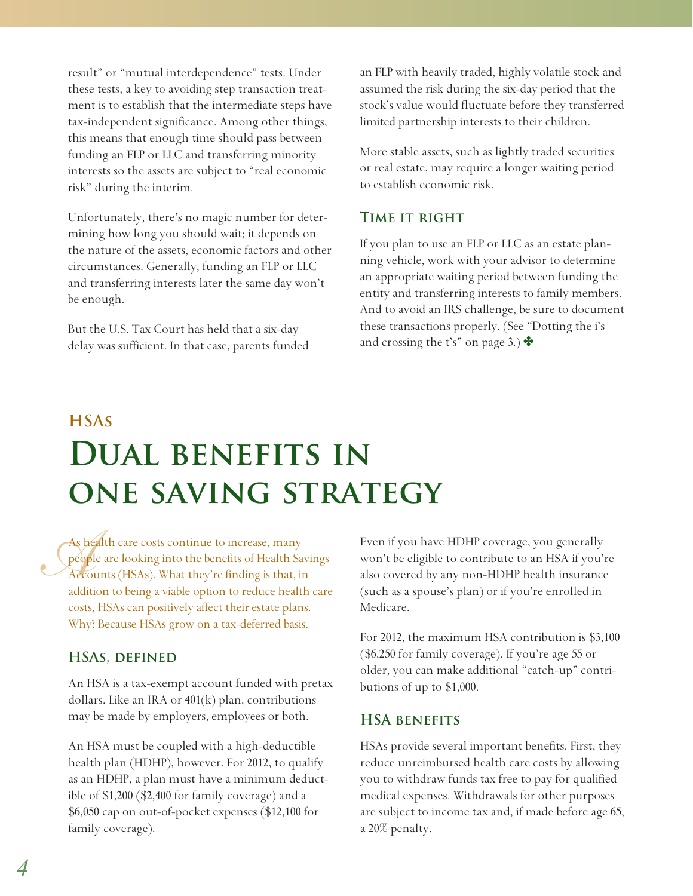result" or "mutual interdependence" tests. Under these tests, a key to avoiding step transaction treatment is to establish that the intermediate steps have tax-independent significance. Among other things, this means that enough time should pass between funding an FLP or LLC and transferring minority interests so the assets are subject to "real economic risk" during the interim.

Unfortunately, there's no magic number for determining how long you should wait; it depends on the nature of the assets, economic factors and other circumstances. Generally, funding an FLP or LLC and transferring interests later the same day won't be enough.

But the U.S. Tax Court has held that a six-day delay was sufficient. In that case, parents funded an FLP with heavily traded, highly volatile stock and assumed the risk during the six-day period that the stock's value would fluctuate before they transferred limited partnership interests to their children.

More stable assets, such as lightly traded securities or real estate, may require a longer waiting period to establish economic risk.

### Time it right

If you plan to use an FLP or LLC as an estate planning vehicle, work with your advisor to determine an appropriate waiting period between funding the entity and transferring interests to family members. And to avoid an IRS challenge, be sure to document these transactions properly. (See "Dotting the i's and crossing the t's" on page 3.) ✤

## HSAs

# Dual benefits in one saving strategy

As health care costs continue to increase, many people are looking into the benefits of Health Savings Accounts (HSAs). What they're finding is that, in addition to being a viable option to reduce health care costs, HSAs can positively affect their estate plans. Why? Because HSAs grow on a tax-deferred basis.

### HSAs, defined

An HSA is a tax-exempt account funded with pretax dollars. Like an IRA or 401(k) plan, contributions may be made by employers, employees or both.

An HSA must be coupled with a high-deductible health plan (HDHP), however. For 2012, to qualify as an HDHP, a plan must have a minimum deductible of $1,200 ($2,400 for family coverage) and a $6,050 cap on out-of-pocket expenses ($12,100 for family coverage).

Even if you have HDHP coverage, you generally won't be eligible to contribute to an HSA if you're also covered by any non-HDHP health insurance (such as a spouse's plan) or if you're enrolled in Medicare.

For 2012, the maximum HSA contribution is $3,100 ($6,250 for family coverage). If you're age 55 or older, you can make additional "catch-up" contributions of up to $1,000.

### HSA benefits

HSAs provide several important benefits. First, they reduce unreimbursed health care costs by allowing you to withdraw funds tax free to pay for qualified medical expenses. Withdrawals for other purposes are subject to income tax and, if made before age 65, a 20% penalty.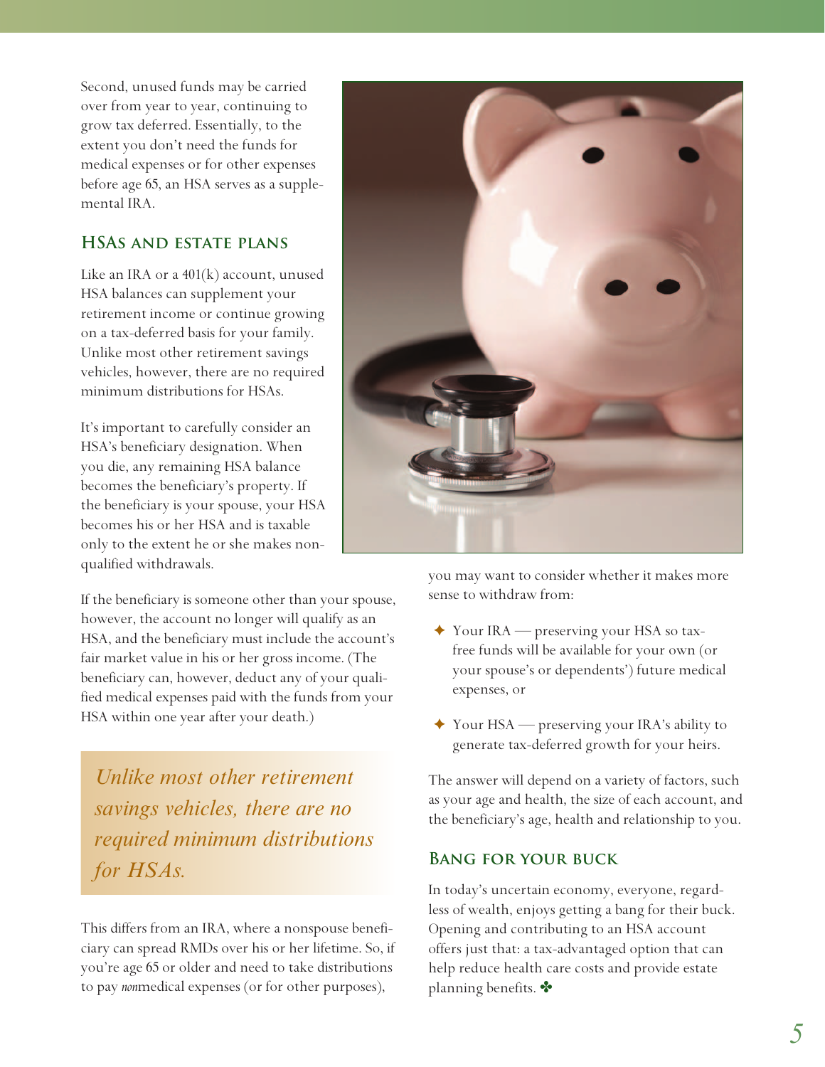Second, unused funds may be carried over from year to year, continuing to grow tax deferred. Essentially, to the extent you don't need the funds for medical expenses or for other expenses before age 65, an HSA serves as a supplemental IRA.

## HSAs and estate plans

Like an IRA or a 401(k) account, unused HSA balances can supplement your retirement income or continue growing on a tax-deferred basis for your family. Unlike most other retirement savings vehicles, however, there are no required minimum distributions for HSAs.

It's important to carefully consider an HSA's beneficiary designation. When you die, any remaining HSA balance becomes the beneficiary's property. If the beneficiary is your spouse, your HSA becomes his or her HSA and is taxable only to the extent he or she makes nonqualified withdrawals.

If the beneficiary is someone other than your spouse, however, the account no longer will qualify as an HSA, and the beneficiary must include the account's fair market value in his or her gross income. (The beneficiary can, however, deduct any of your qualified medical expenses paid with the funds from your HSA within one year after your death.)

> *Unlike most other retirement savings vehicles, there are no required minimum distributions for HSAs.*

This differs from an IRA, where a nonspouse beneficiary can spread RMDs over his or her lifetime. So, if you're age 65 or older and need to take distributions to pay *non*medical expenses (or for other purposes), you may want to consider whether it makes more sense to withdraw from:

- Your IRA — preserving your HSA so tax-free funds will be available for your own (or your spouse's or dependents') future medical expenses, or
- Your HSA — preserving your IRA's ability to generate tax-deferred growth for your heirs.

The answer will depend on a variety of factors, such as your age and health, the size of each account, and the beneficiary's age, health and relationship to you.

## Bang for your buck

In today's uncertain economy, everyone, regardless of wealth, enjoys getting a bang for their buck. Opening and contributing to an HSA account offers just that: a tax-advantaged option that can help reduce health care costs and provide estate planning benefits. ✤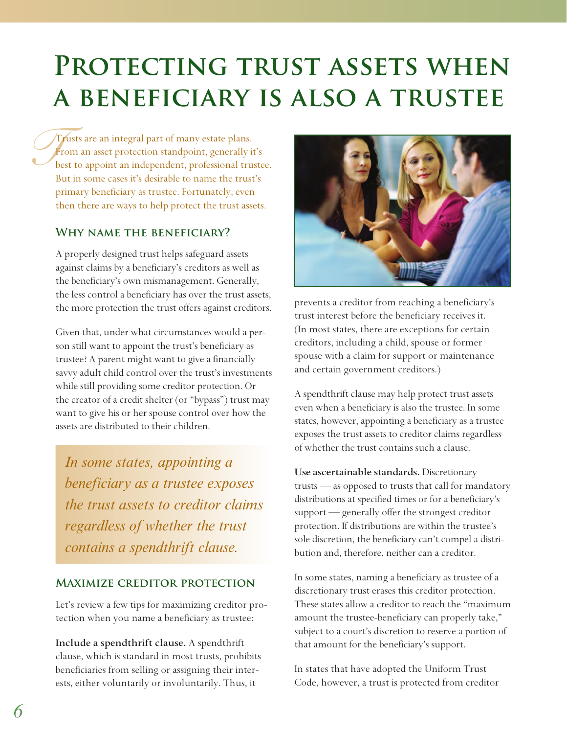# Protecting trust assets when a beneficiary is also a trustee

Trusts are an integral part of many estate plans. From an asset protection standpoint, generally it's best to appoint an independent, professional trustee. But in some cases it's desirable to name the trust's primary beneficiary as trustee. Fortunately, even then there are ways to help protect the trust assets.

## Why name the beneficiary?

A properly designed trust helps safeguard assets against claims by a beneficiary's creditors as well as the beneficiary's own mismanagement. Generally, the less control a beneficiary has over the trust assets, the more protection the trust offers against creditors.

Given that, under what circumstances would a person still want to appoint the trust's beneficiary as trustee? A parent might want to give a financially savvy adult child control over the trust's investments while still providing some creditor protection. Or the creator of a credit shelter (or "bypass") trust may want to give his or her spouse control over how the assets are distributed to their children.

*In some states, appointing a beneficiary as a trustee exposes the trust assets to creditor claims regardless of whether the trust contains a spendthrift clause.*

## Maximize creditor protection

Let's review a few tips for maximizing creditor protection when you name a beneficiary as trustee:

**Include a spendthrift clause.** A spendthrift clause, which is standard in most trusts, prohibits beneficiaries from selling or assigning their interests, either voluntarily or involuntarily. Thus, it prevents a creditor from reaching a beneficiary's trust interest before the beneficiary receives it. (In most states, there are exceptions for certain creditors, including a child, spouse or former spouse with a claim for support or maintenance and certain government creditors.)

A spendthrift clause may help protect trust assets even when a beneficiary is also the trustee. In some states, however, appointing a beneficiary as a trustee exposes the trust assets to creditor claims regardless of whether the trust contains such a clause.

**Use ascertainable standards.** Discretionary trusts — as opposed to trusts that call for mandatory distributions at specified times or for a beneficiary's support — generally offer the strongest creditor protection. If distributions are within the trustee's sole discretion, the beneficiary can't compel a distribution and, therefore, neither can a creditor.

In some states, naming a beneficiary as trustee of a discretionary trust erases this creditor protection. These states allow a creditor to reach the "maximum amount the trustee-beneficiary can properly take," subject to a court's discretion to reserve a portion of that amount for the beneficiary's support.

In states that have adopted the Uniform Trust Code, however, a trust is protected from creditor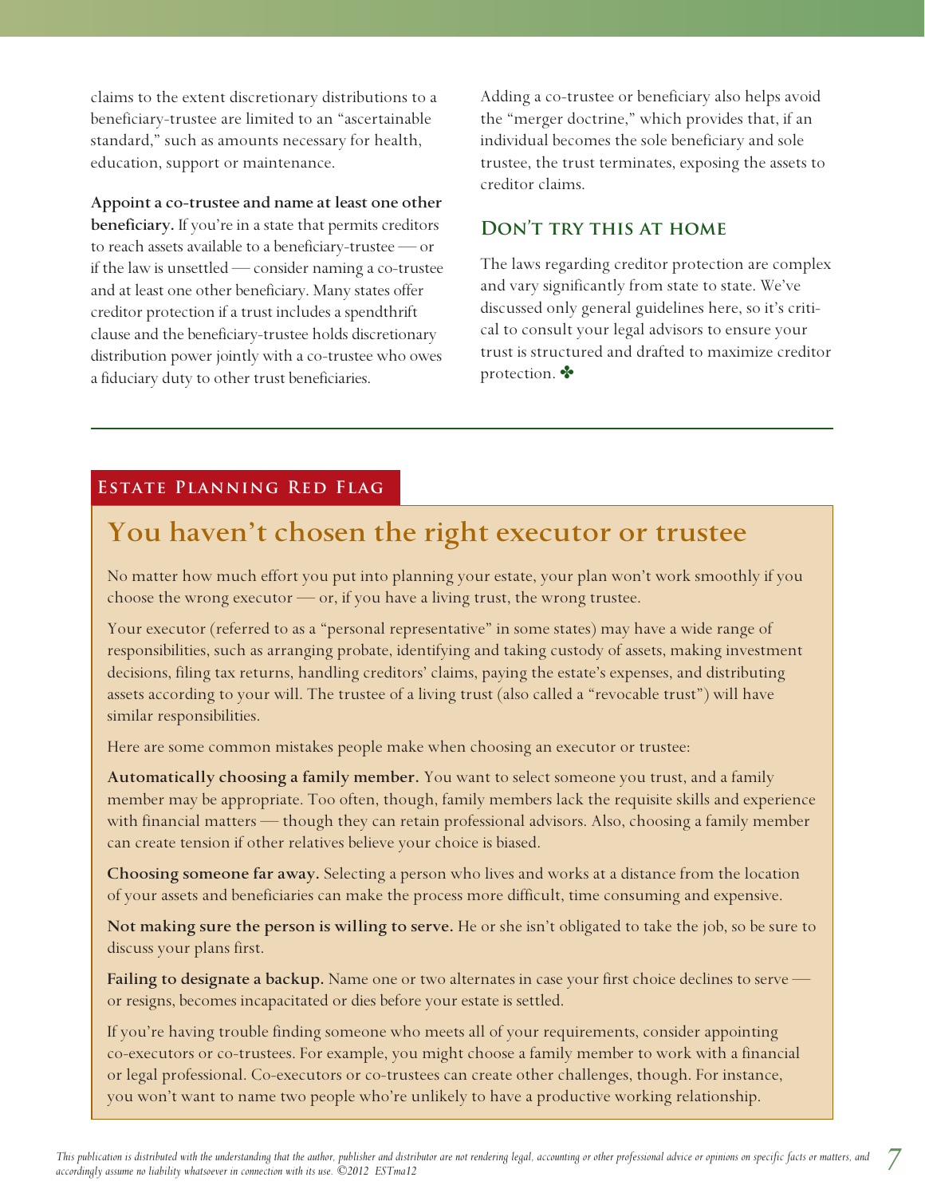claims to the extent discretionary distributions to a beneficiary-trustee are limited to an "ascertainable standard," such as amounts necessary for health, education, support or maintenance.

**Appoint a co-trustee and name at least one other beneficiary.** If you're in a state that permits creditors to reach assets available to a beneficiary-trustee — or if the law is unsettled — consider naming a co-trustee and at least one other beneficiary. Many states offer creditor protection if a trust includes a spendthrift clause and the beneficiary-trustee holds discretionary distribution power jointly with a co-trustee who owes a fiduciary duty to other trust beneficiaries.

Adding a co-trustee or beneficiary also helps avoid the "merger doctrine," which provides that, if an individual becomes the sole beneficiary and sole trustee, the trust terminates, exposing the assets to creditor claims.

## Don't try this at home

The laws regarding creditor protection are complex and vary significantly from state to state. We've discussed only general guidelines here, so it's critical to consult your legal advisors to ensure your trust is structured and drafted to maximize creditor protection. ✤

---

**Estate Planning Red Flag**

## You haven't chosen the right executor or trustee

No matter how much effort you put into planning your estate, your plan won't work smoothly if you choose the wrong executor — or, if you have a living trust, the wrong trustee.

Your executor (referred to as a "personal representative" in some states) may have a wide range of responsibilities, such as arranging probate, identifying and taking custody of assets, making investment decisions, filing tax returns, handling creditors' claims, paying the estate's expenses, and distributing assets according to your will. The trustee of a living trust (also called a "revocable trust") will have similar responsibilities.

Here are some common mistakes people make when choosing an executor or trustee:

**Automatically choosing a family member.** You want to select someone you trust, and a family member may be appropriate. Too often, though, family members lack the requisite skills and experience with financial matters — though they can retain professional advisors. Also, choosing a family member can create tension if other relatives believe your choice is biased.

**Choosing someone far away.** Selecting a person who lives and works at a distance from the location of your assets and beneficiaries can make the process more difficult, time consuming and expensive.

**Not making sure the person is willing to serve.** He or she isn't obligated to take the job, so be sure to discuss your plans first.

**Failing to designate a backup.** Name one or two alternates in case your first choice declines to serve — or resigns, becomes incapacitated or dies before your estate is settled.

If you're having trouble finding someone who meets all of your requirements, consider appointing co-executors or co-trustees. For example, you might choose a family member to work with a financial or legal professional. Co-executors or co-trustees can create other challenges, though. For instance, you won't want to name two people who're unlikely to have a productive working relationship.

*This publication is distributed with the understanding that the author, publisher and distributor are not rendering legal, accounting or other professional advice or opinions on specific facts or matters, and accordingly assume no liability whatsoever in connection with its use. ©2012 ESTma12*